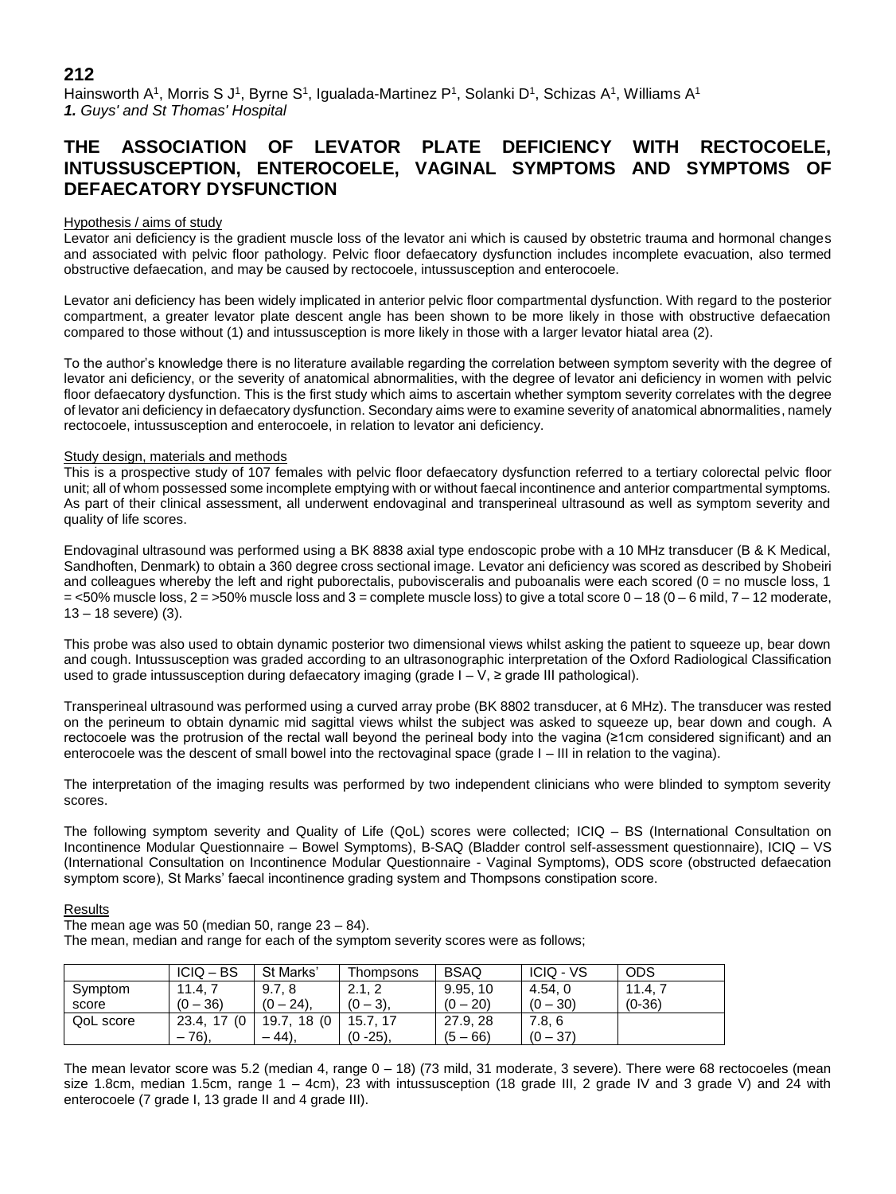**212**

Hainsworth A[1], Morris S J[1], Byrne S[1], Igualada-Martinez P[1], Solanki D[1], Schizas A[1], Williams A[1]

***1.** Guys' and St Thomas' Hospital*

# THE ASSOCIATION OF LEVATOR PLATE DEFICIENCY WITH RECTOCOELE, INTUSSUSCEPTION, ENTEROCOELE, VAGINAL SYMPTOMS AND SYMPTOMS OF DEFAECATORY DYSFUNCTION

## Hypothesis / aims of study

Levator ani deficiency is the gradient muscle loss of the levator ani which is caused by obstetric trauma and hormonal changes and associated with pelvic floor pathology. Pelvic floor defaecatory dysfunction includes incomplete evacuation, also termed obstructive defaecation, and may be caused by rectocoele, intussusception and enterocoele.

Levator ani deficiency has been widely implicated in anterior pelvic floor compartmental dysfunction. With regard to the posterior compartment, a greater levator plate descent angle has been shown to be more likely in those with obstructive defaecation compared to those without (1) and intussusception is more likely in those with a larger levator hiatal area (2).

To the author's knowledge there is no literature available regarding the correlation between symptom severity with the degree of levator ani deficiency, or the severity of anatomical abnormalities, with the degree of levator ani deficiency in women with pelvic floor defaecatory dysfunction. This is the first study which aims to ascertain whether symptom severity correlates with the degree of levator ani deficiency in defaecatory dysfunction. Secondary aims were to examine severity of anatomical abnormalities, namely rectocoele, intussusception and enterocoele, in relation to levator ani deficiency.

## Study design, materials and methods

This is a prospective study of 107 females with pelvic floor defaecatory dysfunction referred to a tertiary colorectal pelvic floor unit; all of whom possessed some incomplete emptying with or without faecal incontinence and anterior compartmental symptoms. As part of their clinical assessment, all underwent endovaginal and transperineal ultrasound as well as symptom severity and quality of life scores.

Endovaginal ultrasound was performed using a BK 8838 axial type endoscopic probe with a 10 MHz transducer (B & K Medical, Sandhoften, Denmark) to obtain a 360 degree cross sectional image. Levator ani deficiency was scored as described by Shobeiri and colleagues whereby the left and right puborectalis, pubovisceralis and puboanalis were each scored (0 = no muscle loss, 1 = <50% muscle loss, 2 = >50% muscle loss and 3 = complete muscle loss) to give a total score 0 – 18 (0 – 6 mild, 7 – 12 moderate, 13 – 18 severe) (3).

This probe was also used to obtain dynamic posterior two dimensional views whilst asking the patient to squeeze up, bear down and cough. Intussusception was graded according to an ultrasonographic interpretation of the Oxford Radiological Classification used to grade intussusception during defaecatory imaging (grade I – V, ≥ grade III pathological).

Transperineal ultrasound was performed using a curved array probe (BK 8802 transducer, at 6 MHz). The transducer was rested on the perineum to obtain dynamic mid sagittal views whilst the subject was asked to squeeze up, bear down and cough. A rectocoele was the protrusion of the rectal wall beyond the perineal body into the vagina (≥1cm considered significant) and an enterocoele was the descent of small bowel into the rectovaginal space (grade I – III in relation to the vagina).

The interpretation of the imaging results was performed by two independent clinicians who were blinded to symptom severity scores.

The following symptom severity and Quality of Life (QoL) scores were collected; ICIQ – BS (International Consultation on Incontinence Modular Questionnaire – Bowel Symptoms), B-SAQ (Bladder control self-assessment questionnaire), ICIQ – VS (International Consultation on Incontinence Modular Questionnaire - Vaginal Symptoms), ODS score (obstructed defaecation symptom score), St Marks' faecal incontinence grading system and Thompsons constipation score.

## Results

The mean age was 50 (median 50, range 23 – 84).

The mean, median and range for each of the symptom severity scores were as follows;

| | ICIQ – BS | St Marks' | Thompsons | BSAQ | ICIQ - VS | ODS |
|---|---|---|---|---|---|---|
| Symptom score | 11.4, 7 (0 – 36) | 9.7, 8 (0 – 24), | 2.1, 2 (0 – 3), | 9.95, 10 (0 – 20) | 4.54, 0 (0 – 30) | 11.4, 7 (0-36) |
| QoL score | 23.4, 17 (0 – 76), | 19.7, 18 (0 – 44), | 15.7, 17 (0 -25), | 27.9, 28 (5 – 66) | 7.8, 6 (0 – 37) | |

The mean levator score was 5.2 (median 4, range 0 – 18) (73 mild, 31 moderate, 3 severe). There were 68 rectocoeles (mean size 1.8cm, median 1.5cm, range 1 – 4cm), 23 with intussusception (18 grade III, 2 grade IV and 3 grade V) and 24 with enterocoele (7 grade I, 13 grade II and 4 grade III).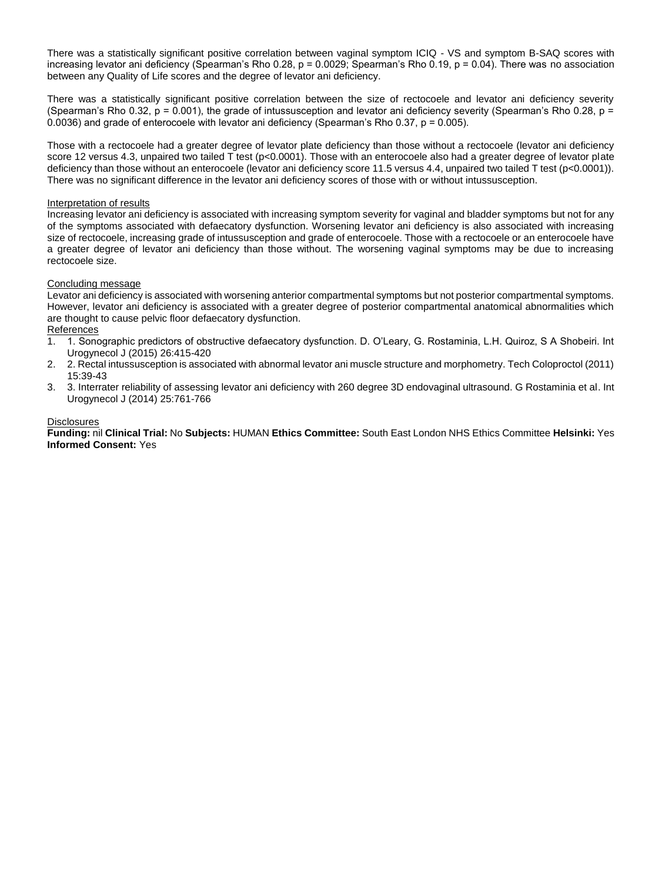There was a statistically significant positive correlation between vaginal symptom ICIQ - VS and symptom B-SAQ scores with increasing levator ani deficiency (Spearman's Rho 0.28, $p = 0.0029$; Spearman's Rho 0.19, $p = 0.04$). There was no association between any Quality of Life scores and the degree of levator ani deficiency.

There was a statistically significant positive correlation between the size of rectocoele and levator ani deficiency severity (Spearman's Rho 0.32, $p = 0.001$), the grade of intussusception and levator ani deficiency severity (Spearman's Rho 0.28, $p = 0.0036$) and grade of enterocoele with levator ani deficiency (Spearman's Rho 0.37, $p = 0.005$).

Those with a rectocoele had a greater degree of levator plate deficiency than those without a rectocoele (levator ani deficiency score 12 versus 4.3, unpaired two tailed T test ($p<0.0001$). Those with an enterocoele also had a greater degree of levator plate deficiency than those without an enterocoele (levator ani deficiency score 11.5 versus 4.4, unpaired two tailed T test ($p<0.0001$)). There was no significant difference in the levator ani deficiency scores of those with or without intussusception.

Interpretation of results

Increasing levator ani deficiency is associated with increasing symptom severity for vaginal and bladder symptoms but not for any of the symptoms associated with defaecatory dysfunction. Worsening levator ani deficiency is also associated with increasing size of rectocoele, increasing grade of intussusception and grade of enterocoele. Those with a rectocoele or an enterocoele have a greater degree of levator ani deficiency than those without. The worsening vaginal symptoms may be due to increasing rectocoele size.

Concluding message

Levator ani deficiency is associated with worsening anterior compartmental symptoms but not posterior compartmental symptoms. However, levator ani deficiency is associated with a greater degree of posterior compartmental anatomical abnormalities which are thought to cause pelvic floor defaecatory dysfunction.

References

1. 1. Sonographic predictors of obstructive defaecatory dysfunction. D. O'Leary, G. Rostaminia, L.H. Quiroz, S A Shobeiri. Int Urogynecol J (2015) 26:415-420
2. 2. Rectal intussusception is associated with abnormal levator ani muscle structure and morphometry. Tech Coloproctol (2011) 15:39-43
3. 3. Interrater reliability of assessing levator ani deficiency with 260 degree 3D endovaginal ultrasound. G Rostaminia et al. Int Urogynecol J (2014) 25:761-766

Disclosures

**Funding:** nil **Clinical Trial:** No **Subjects:** HUMAN **Ethics Committee:** South East London NHS Ethics Committee **Helsinki:** Yes **Informed Consent:** Yes